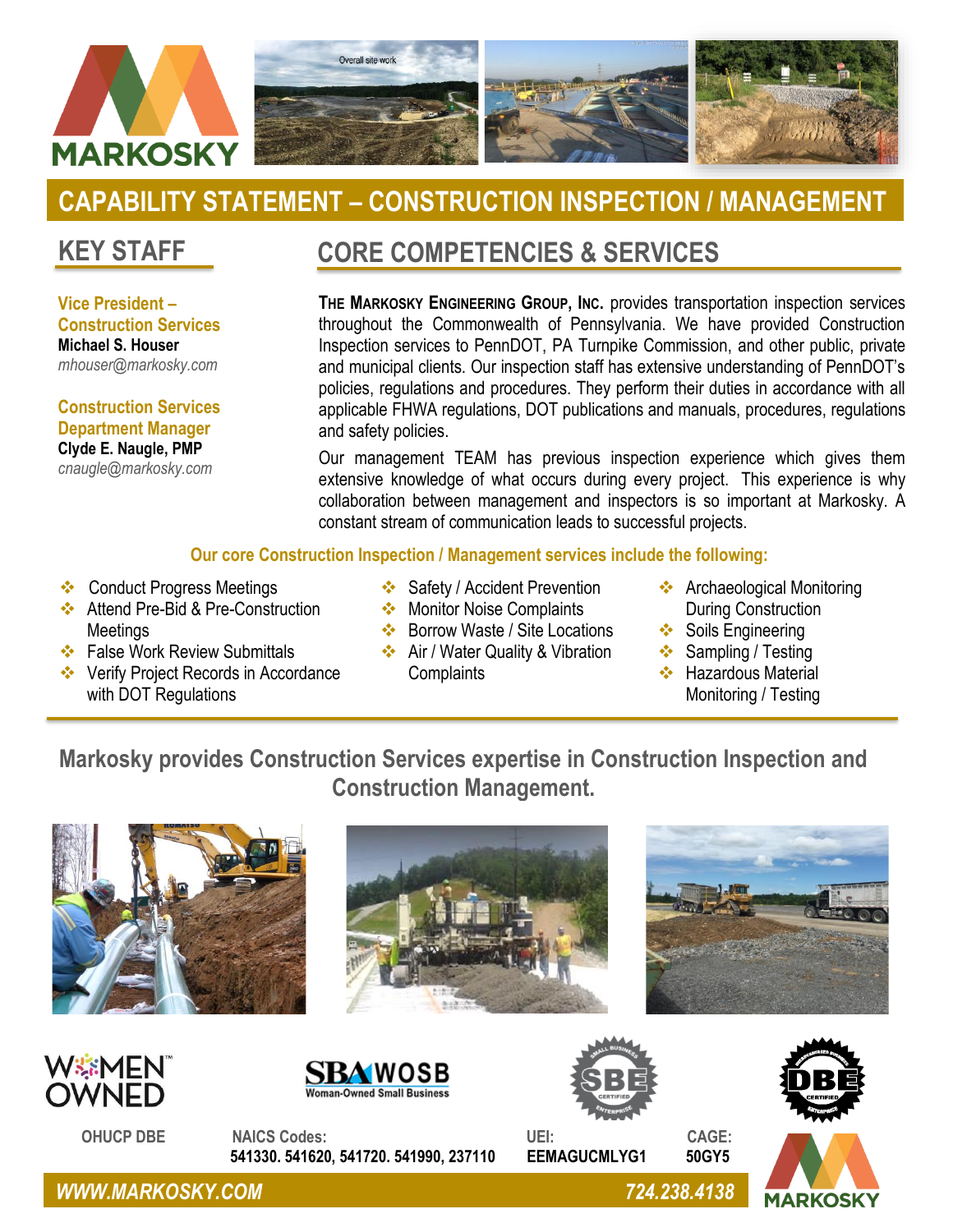# CAPABILITY STATEMENT – CONSTRUCTION INSPECTION / MANAGEMENT

## KEY STAFF

**Vice President – Construction Services**
**Michael S. Houser**
*mhouser@markosky.com*

**Construction Services Department Manager**
**Clyde E. Naugle, PMP**
*cnaugle@markosky.com*

## CORE COMPETENCIES & SERVICES

**THE MARKOSKY ENGINEERING GROUP, INC.** provides transportation inspection services throughout the Commonwealth of Pennsylvania. We have provided Construction Inspection services to PennDOT, PA Turnpike Commission, and other public, private and municipal clients. Our inspection staff has extensive understanding of PennDOT's policies, regulations and procedures. They perform their duties in accordance with all applicable FHWA regulations, DOT publications and manuals, procedures, regulations and safety policies.

Our management TEAM has previous inspection experience which gives them extensive knowledge of what occurs during every project. This experience is why collaboration between management and inspectors is so important at Markosky. A constant stream of communication leads to successful projects.

**Our core Construction Inspection / Management services include the following:**

- Conduct Progress Meetings
- Attend Pre-Bid & Pre-Construction Meetings
- False Work Review Submittals
- Verify Project Records in Accordance with DOT Regulations
- Safety / Accident Prevention
- Monitor Noise Complaints
- Borrow Waste / Site Locations
- Air / Water Quality & Vibration Complaints
- Archaeological Monitoring During Construction
- Soils Engineering
- Sampling / Testing
- Hazardous Material Monitoring / Testing

**Markosky provides Construction Services expertise in Construction Inspection and Construction Management.**

OHUCP DBE

**NAICS Codes:** 541330. 541620, 541720. 541990, 237110

**UEI:** EEMAGUCMLYG1

**CAGE:** 50GY5

*WWW.MARKOSKY.COM* 724.238.4138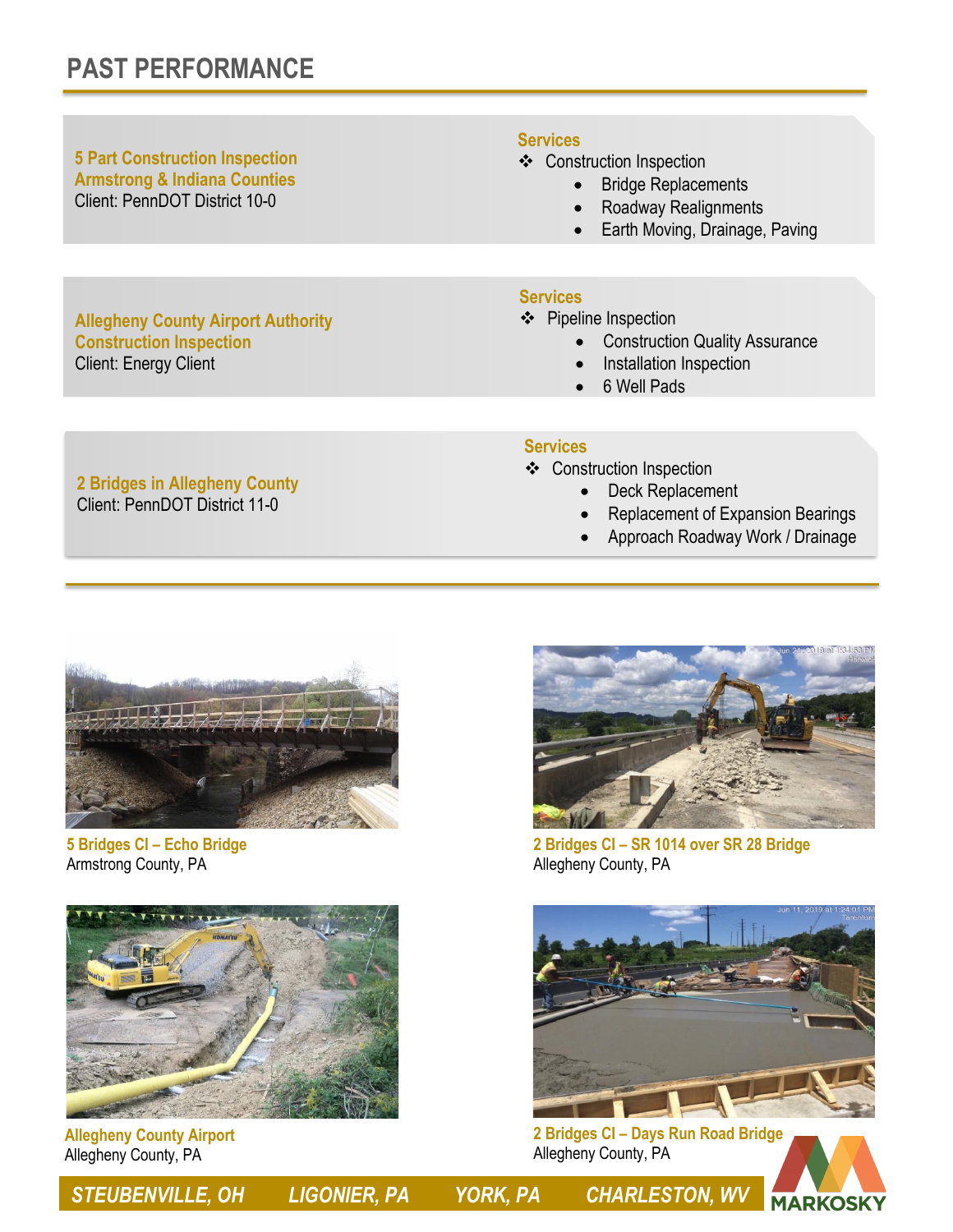## PAST PERFORMANCE

**5 Part Construction Inspection**
**Armstrong & Indiana Counties**
Client: PennDOT District 10-0

**Services**

- Construction Inspection
  - Bridge Replacements
  - Roadway Realignments
  - Earth Moving, Drainage, Paving

**Allegheny County Airport Authority**
**Construction Inspection**
Client: Energy Client

**Services**

- Pipeline Inspection
  - Construction Quality Assurance
  - Installation Inspection
  - 6 Well Pads

**2 Bridges in Allegheny County**
Client: PennDOT District 11-0

**Services**

- Construction Inspection
  - Deck Replacement
  - Replacement of Expansion Bearings
  - Approach Roadway Work / Drainage

**5 Bridges CI – Echo Bridge**
Armstrong County, PA

**2 Bridges CI – SR 1014 over SR 28 Bridge**
Allegheny County, PA

**Allegheny County Airport**
Allegheny County, PA

**2 Bridges CI – Days Run Road Bridge**
Allegheny County, PA

STEUBENVILLE, OH LIGONIER, PA YORK, PA CHARLESTON, WV

MARKOSKY